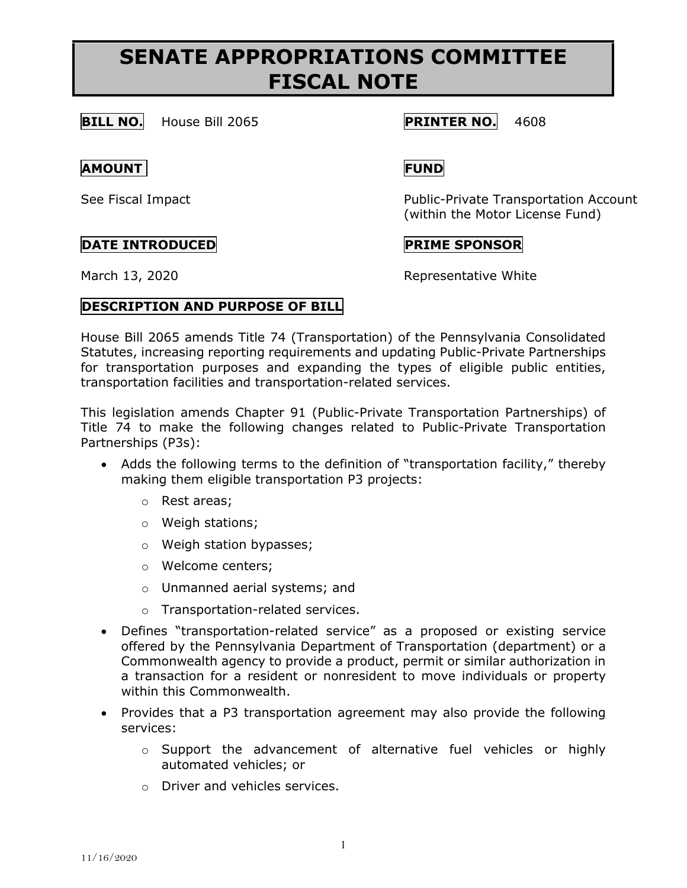# SENATE APPROPRIATIONS COMMITTEE FISCAL NOTE

**BILL NO.** House Bill 2065

**PRINTER NO.** 4608

**AMOUNT**

See Fiscal Impact

**FUND**

Public-Private Transportation Account (within the Motor License Fund)

**DATE INTRODUCED**

March 13, 2020

**PRIME SPONSOR**

Representative White

**DESCRIPTION AND PURPOSE OF BILL**

House Bill 2065 amends Title 74 (Transportation) of the Pennsylvania Consolidated Statutes, increasing reporting requirements and updating Public-Private Partnerships for transportation purposes and expanding the types of eligible public entities, transportation facilities and transportation-related services.

This legislation amends Chapter 91 (Public-Private Transportation Partnerships) of Title 74 to make the following changes related to Public-Private Transportation Partnerships (P3s):

- Adds the following terms to the definition of "transportation facility," thereby making them eligible transportation P3 projects:
  - Rest areas;
  - Weigh stations;
  - Weigh station bypasses;
  - Welcome centers;
  - Unmanned aerial systems; and
  - Transportation-related services.
- Defines "transportation-related service" as a proposed or existing service offered by the Pennsylvania Department of Transportation (department) or a Commonwealth agency to provide a product, permit or similar authorization in a transaction for a resident or nonresident to move individuals or property within this Commonwealth.
- Provides that a P3 transportation agreement may also provide the following services:
  - Support the advancement of alternative fuel vehicles or highly automated vehicles; or
  - Driver and vehicles services.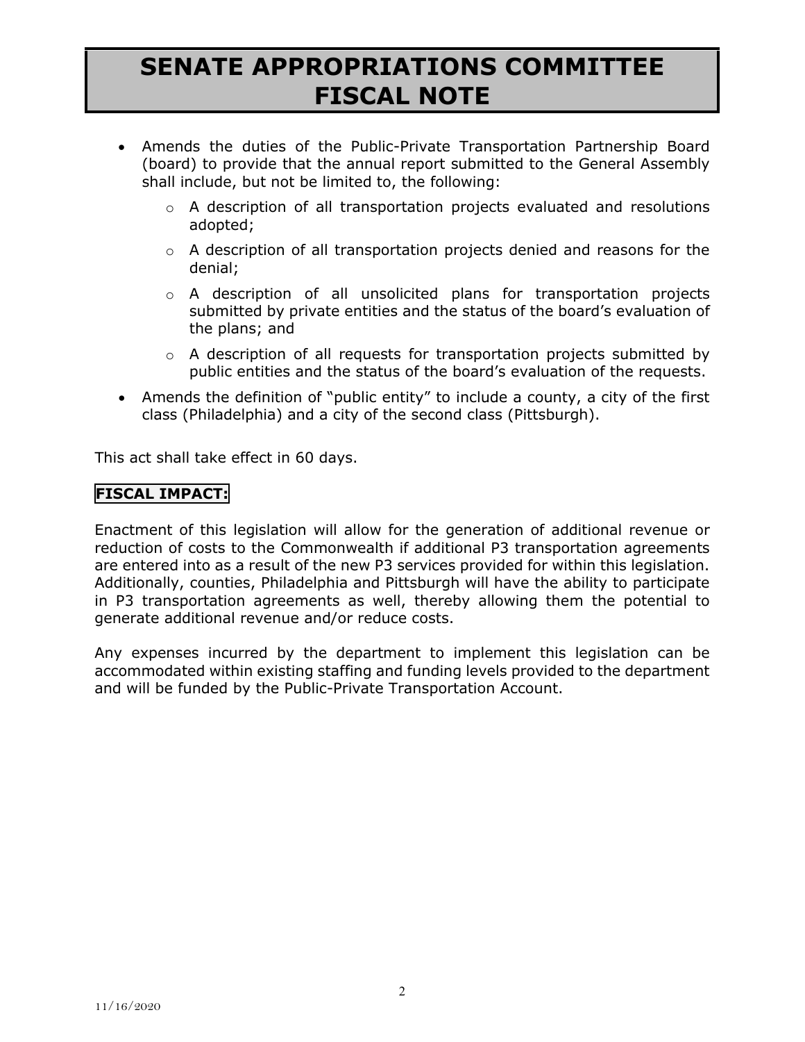# SENATE APPROPRIATIONS COMMITTEE FISCAL NOTE

- Amends the duties of the Public-Private Transportation Partnership Board (board) to provide that the annual report submitted to the General Assembly shall include, but not be limited to, the following:
    - A description of all transportation projects evaluated and resolutions adopted;
    - A description of all transportation projects denied and reasons for the denial;
    - A description of all unsolicited plans for transportation projects submitted by private entities and the status of the board's evaluation of the plans; and
    - A description of all requests for transportation projects submitted by public entities and the status of the board's evaluation of the requests.
- Amends the definition of "public entity" to include a county, a city of the first class (Philadelphia) and a city of the second class (Pittsburgh).

This act shall take effect in 60 days.

**FISCAL IMPACT:**

Enactment of this legislation will allow for the generation of additional revenue or reduction of costs to the Commonwealth if additional P3 transportation agreements are entered into as a result of the new P3 services provided for within this legislation. Additionally, counties, Philadelphia and Pittsburgh will have the ability to participate in P3 transportation agreements as well, thereby allowing them the potential to generate additional revenue and/or reduce costs.

Any expenses incurred by the department to implement this legislation can be accommodated within existing staffing and funding levels provided to the department and will be funded by the Public-Private Transportation Account.

11/16/2020